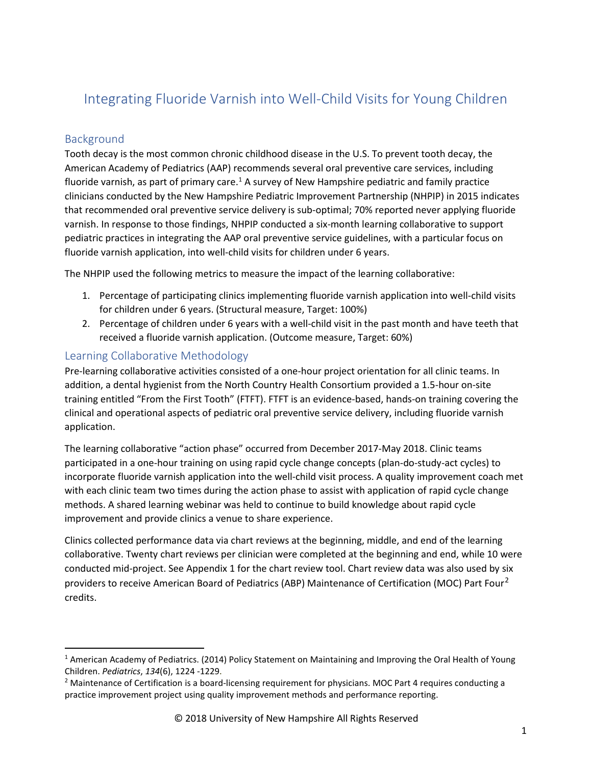# Integrating Fluoride Varnish into Well-Child Visits for Young Children

## Background

Tooth decay is the most common chronic childhood disease in the U.S. To prevent tooth decay, the American Academy of Pediatrics (AAP) recommends several oral preventive care services, including fluoride varnish, as part of primary care.[1] A survey of New Hampshire pediatric and family practice clinicians conducted by the New Hampshire Pediatric Improvement Partnership (NHPIP) in 2015 indicates that recommended oral preventive service delivery is sub-optimal; 70% reported never applying fluoride varnish. In response to those findings, NHPIP conducted a six-month learning collaborative to support pediatric practices in integrating the AAP oral preventive service guidelines, with a particular focus on fluoride varnish application, into well-child visits for children under 6 years.

The NHPIP used the following metrics to measure the impact of the learning collaborative:

1. Percentage of participating clinics implementing fluoride varnish application into well-child visits for children under 6 years. (Structural measure, Target: 100%)
2. Percentage of children under 6 years with a well-child visit in the past month and have teeth that received a fluoride varnish application. (Outcome measure, Target: 60%)

## Learning Collaborative Methodology

Pre-learning collaborative activities consisted of a one-hour project orientation for all clinic teams. In addition, a dental hygienist from the North Country Health Consortium provided a 1.5-hour on-site training entitled "From the First Tooth" (FTFT). FTFT is an evidence-based, hands-on training covering the clinical and operational aspects of pediatric oral preventive service delivery, including fluoride varnish application.

The learning collaborative "action phase" occurred from December 2017-May 2018. Clinic teams participated in a one-hour training on using rapid cycle change concepts (plan-do-study-act cycles) to incorporate fluoride varnish application into the well-child visit process. A quality improvement coach met with each clinic team two times during the action phase to assist with application of rapid cycle change methods. A shared learning webinar was held to continue to build knowledge about rapid cycle improvement and provide clinics a venue to share experience.

Clinics collected performance data via chart reviews at the beginning, middle, and end of the learning collaborative. Twenty chart reviews per clinician were completed at the beginning and end, while 10 were conducted mid-project. See Appendix 1 for the chart review tool. Chart review data was also used by six providers to receive American Board of Pediatrics (ABP) Maintenance of Certification (MOC) Part Four[2] credits.

---

[1] American Academy of Pediatrics. (2014) Policy Statement on Maintaining and Improving the Oral Health of Young Children. *Pediatrics*, *134*(6), 1224 -1229.

[2] Maintenance of Certification is a board-licensing requirement for physicians. MOC Part 4 requires conducting a practice improvement project using quality improvement methods and performance reporting.

© 2018 University of New Hampshire All Rights Reserved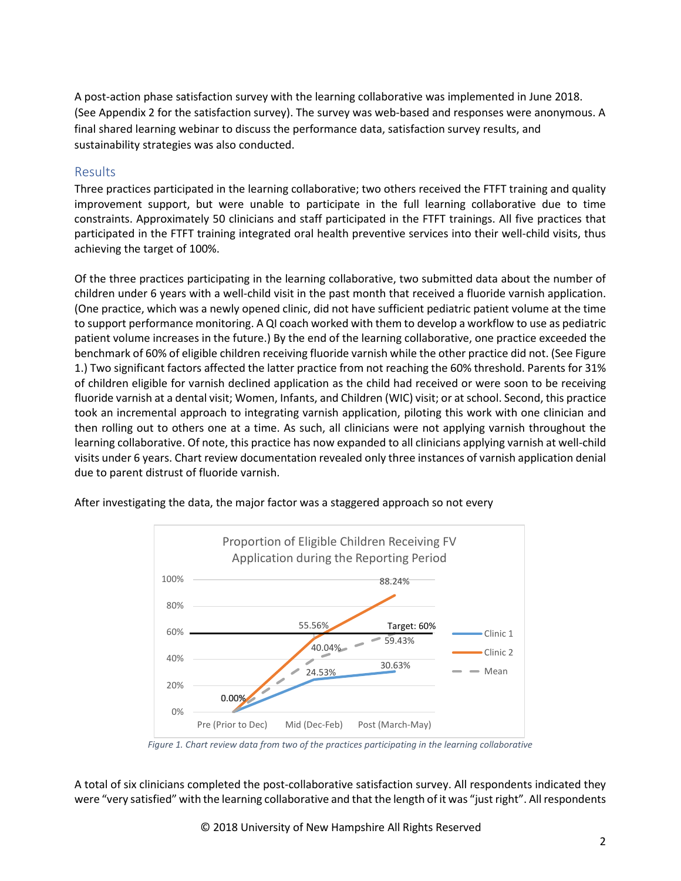A post-action phase satisfaction survey with the learning collaborative was implemented in June 2018. (See Appendix 2 for the satisfaction survey). The survey was web-based and responses were anonymous. A final shared learning webinar to discuss the performance data, satisfaction survey results, and sustainability strategies was also conducted.

## Results

Three practices participated in the learning collaborative; two others received the FTFT training and quality improvement support, but were unable to participate in the full learning collaborative due to time constraints. Approximately 50 clinicians and staff participated in the FTFT trainings. All five practices that participated in the FTFT training integrated oral health preventive services into their well-child visits, thus achieving the target of 100%.

Of the three practices participating in the learning collaborative, two submitted data about the number of children under 6 years with a well-child visit in the past month that received a fluoride varnish application. (One practice, which was a newly opened clinic, did not have sufficient pediatric patient volume at the time to support performance monitoring. A QI coach worked with them to develop a workflow to use as pediatric patient volume increases in the future.) By the end of the learning collaborative, one practice exceeded the benchmark of 60% of eligible children receiving fluoride varnish while the other practice did not. (See Figure 1.) Two significant factors affected the latter practice from not reaching the 60% threshold. Parents for 31% of children eligible for varnish declined application as the child had received or were soon to be receiving fluoride varnish at a dental visit; Women, Infants, and Children (WIC) visit; or at school. Second, this practice took an incremental approach to integrating varnish application, piloting this work with one clinician and then rolling out to others one at a time. As such, all clinicians were not applying varnish throughout the learning collaborative. Of note, this practice has now expanded to all clinicians applying varnish at well-child visits under 6 years. Chart review documentation revealed only three instances of varnish application denial due to parent distrust of fluoride varnish.

After investigating the data, the major factor was a staggered approach so not every

**Proportion of Eligible Children Receiving FV Application during the Reporting Period**

| | Pre (Prior to Dec) | Mid (Dec-Feb) | Post (March-May) |
|---|---|---|---|
| Clinic 1 | 0.00% | 24.53% | 30.63% |
| Clinic 2 | 0.00% | 55.56% | 88.24% |
| Mean | 0.00% | 40.04% | 59.43% |

Target: 60%

*Figure 1. Chart review data from two of the practices participating in the learning collaborative*

A total of six clinicians completed the post-collaborative satisfaction survey. All respondents indicated they were "very satisfied" with the learning collaborative and that the length of it was "just right". All respondents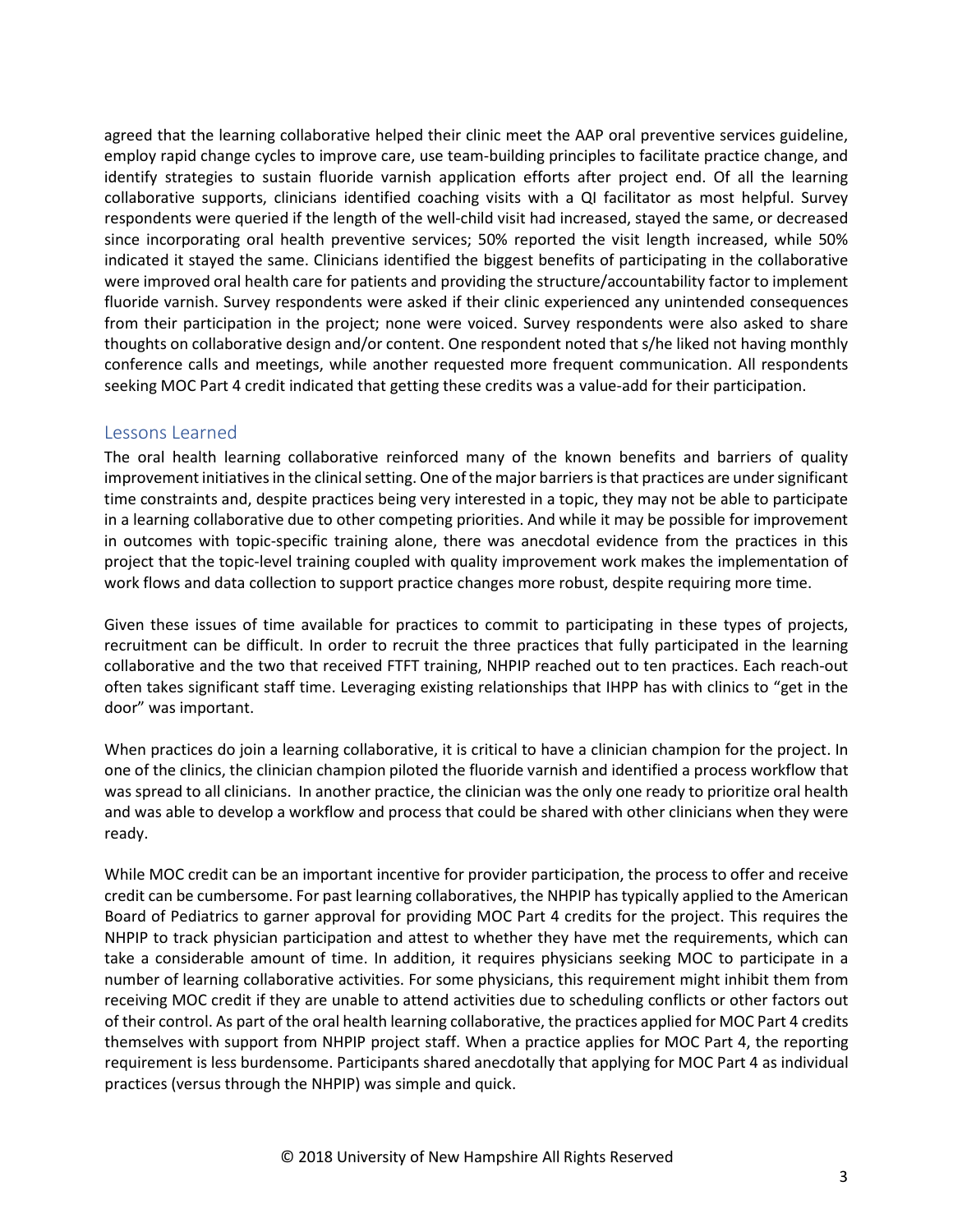agreed that the learning collaborative helped their clinic meet the AAP oral preventive services guideline, employ rapid change cycles to improve care, use team-building principles to facilitate practice change, and identify strategies to sustain fluoride varnish application efforts after project end. Of all the learning collaborative supports, clinicians identified coaching visits with a QI facilitator as most helpful. Survey respondents were queried if the length of the well-child visit had increased, stayed the same, or decreased since incorporating oral health preventive services; 50% reported the visit length increased, while 50% indicated it stayed the same. Clinicians identified the biggest benefits of participating in the collaborative were improved oral health care for patients and providing the structure/accountability factor to implement fluoride varnish. Survey respondents were asked if their clinic experienced any unintended consequences from their participation in the project; none were voiced. Survey respondents were also asked to share thoughts on collaborative design and/or content. One respondent noted that s/he liked not having monthly conference calls and meetings, while another requested more frequent communication. All respondents seeking MOC Part 4 credit indicated that getting these credits was a value-add for their participation.

## Lessons Learned

The oral health learning collaborative reinforced many of the known benefits and barriers of quality improvement initiatives in the clinical setting. One of the major barriers is that practices are under significant time constraints and, despite practices being very interested in a topic, they may not be able to participate in a learning collaborative due to other competing priorities. And while it may be possible for improvement in outcomes with topic-specific training alone, there was anecdotal evidence from the practices in this project that the topic-level training coupled with quality improvement work makes the implementation of work flows and data collection to support practice changes more robust, despite requiring more time.

Given these issues of time available for practices to commit to participating in these types of projects, recruitment can be difficult. In order to recruit the three practices that fully participated in the learning collaborative and the two that received FTFT training, NHPIP reached out to ten practices. Each reach-out often takes significant staff time. Leveraging existing relationships that IHPP has with clinics to "get in the door" was important.

When practices do join a learning collaborative, it is critical to have a clinician champion for the project. In one of the clinics, the clinician champion piloted the fluoride varnish and identified a process workflow that was spread to all clinicians. In another practice, the clinician was the only one ready to prioritize oral health and was able to develop a workflow and process that could be shared with other clinicians when they were ready.

While MOC credit can be an important incentive for provider participation, the process to offer and receive credit can be cumbersome. For past learning collaboratives, the NHPIP has typically applied to the American Board of Pediatrics to garner approval for providing MOC Part 4 credits for the project. This requires the NHPIP to track physician participation and attest to whether they have met the requirements, which can take a considerable amount of time. In addition, it requires physicians seeking MOC to participate in a number of learning collaborative activities. For some physicians, this requirement might inhibit them from receiving MOC credit if they are unable to attend activities due to scheduling conflicts or other factors out of their control. As part of the oral health learning collaborative, the practices applied for MOC Part 4 credits themselves with support from NHPIP project staff. When a practice applies for MOC Part 4, the reporting requirement is less burdensome. Participants shared anecdotally that applying for MOC Part 4 as individual practices (versus through the NHPIP) was simple and quick.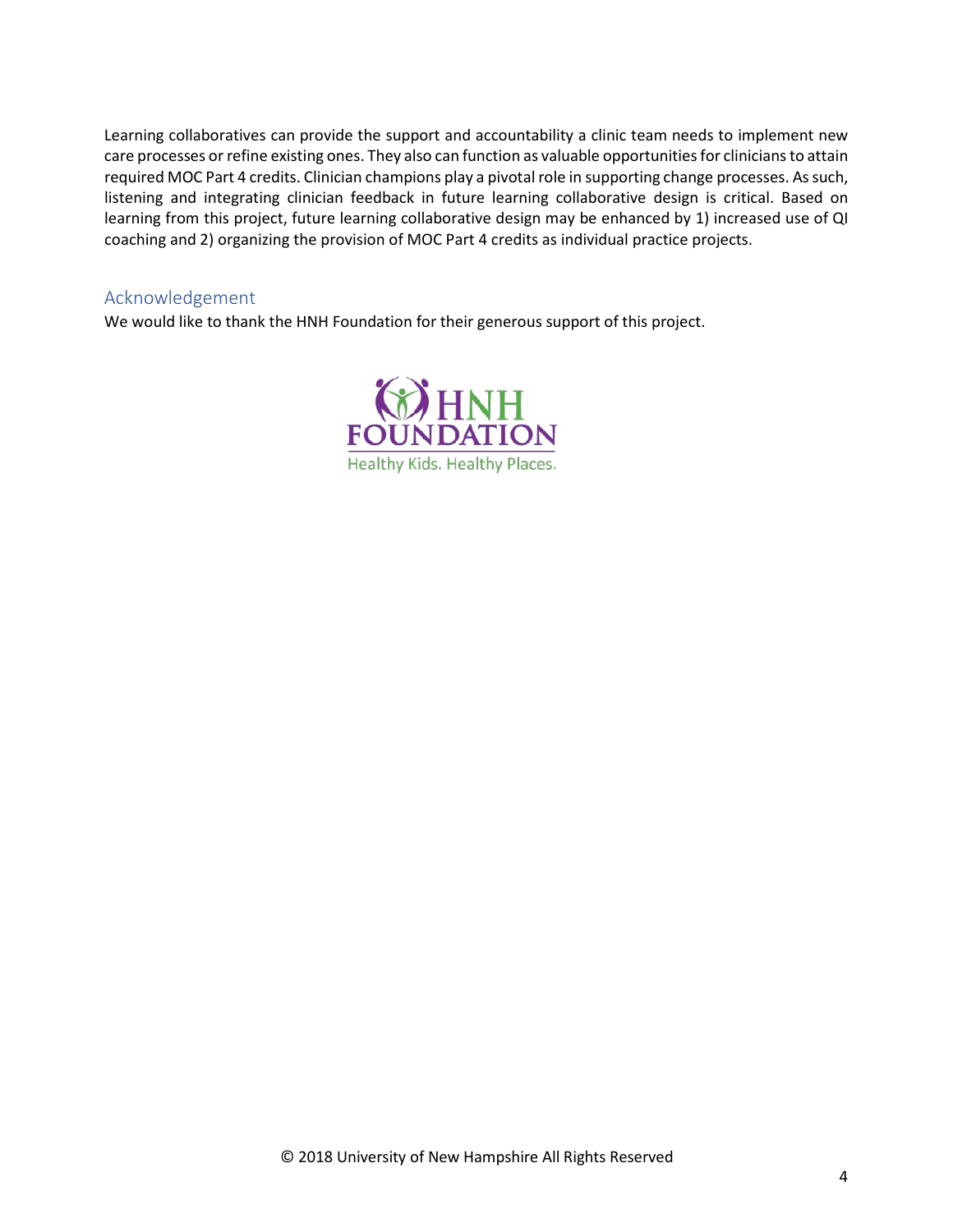Learning collaboratives can provide the support and accountability a clinic team needs to implement new care processes or refine existing ones. They also can function as valuable opportunities for clinicians to attain required MOC Part 4 credits. Clinician champions play a pivotal role in supporting change processes. As such, listening and integrating clinician feedback in future learning collaborative design is critical. Based on learning from this project, future learning collaborative design may be enhanced by 1) increased use of QI coaching and 2) organizing the provision of MOC Part 4 credits as individual practice projects.

## Acknowledgement

We would like to thank the HNH Foundation for their generous support of this project.

HNH FOUNDATION
Healthy Kids. Healthy Places.

© 2018 University of New Hampshire All Rights Reserved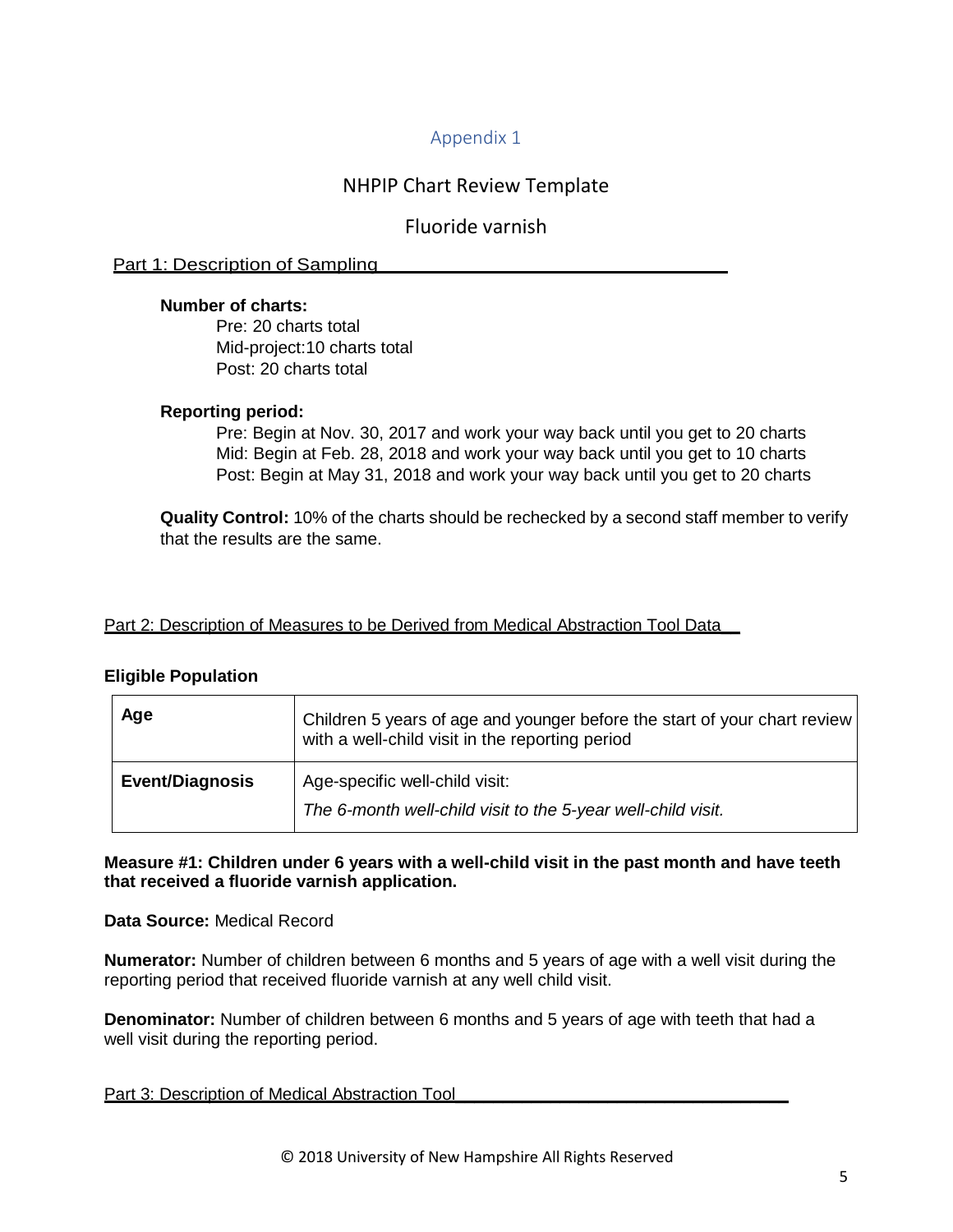## Appendix 1

### NHPIP Chart Review Template

### Fluoride varnish

Part 1: Description of Sampling

**Number of charts:**

Pre: 20 charts total
Mid-project:10 charts total
Post: 20 charts total

**Reporting period:**

Pre: Begin at Nov. 30, 2017 and work your way back until you get to 20 charts
Mid: Begin at Feb. 28, 2018 and work your way back until you get to 10 charts
Post: Begin at May 31, 2018 and work your way back until you get to 20 charts

**Quality Control:** 10% of the charts should be rechecked by a second staff member to verify that the results are the same.

Part 2: Description of Measures to be Derived from Medical Abstraction Tool Data

**Eligible Population**

| | |
|---|---|
| **Age** | Children 5 years of age and younger before the start of your chart review with a well-child visit in the reporting period |
| **Event/Diagnosis** | Age-specific well-child visit:<br>*The 6-month well-child visit to the 5-year well-child visit.* |

**Measure #1: Children under 6 years with a well-child visit in the past month and have teeth that received a fluoride varnish application.**

**Data Source:** Medical Record

**Numerator:** Number of children between 6 months and 5 years of age with a well visit during the reporting period that received fluoride varnish at any well child visit.

**Denominator:** Number of children between 6 months and 5 years of age with teeth that had a well visit during the reporting period.

Part 3: Description of Medical Abstraction Tool

© 2018 University of New Hampshire All Rights Reserved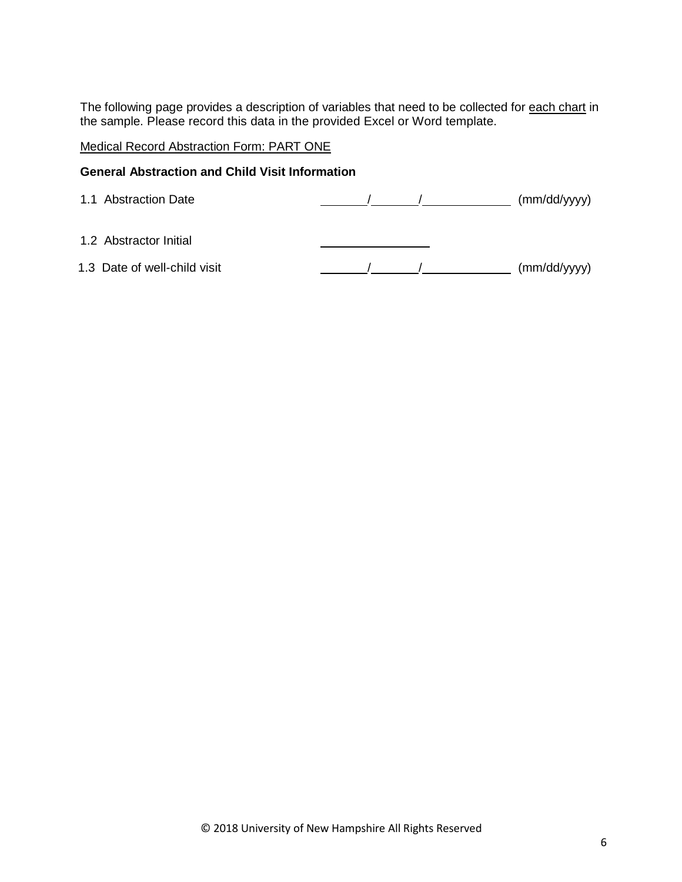The following page provides a description of variables that need to be collected for <u>each chart</u> in the sample. Please record this data in the provided Excel or Word template.

<u>Medical Record Abstraction Form: PART ONE</u>

**General Abstraction and Child Visit Information**

1.1 Abstraction Date ______/______/__________ (mm/dd/yyyy)

1.2 Abstractor Initial ______________

1.3 Date of well-child visit ______/______/__________ (mm/dd/yyyy)

© 2018 University of New Hampshire All Rights Reserved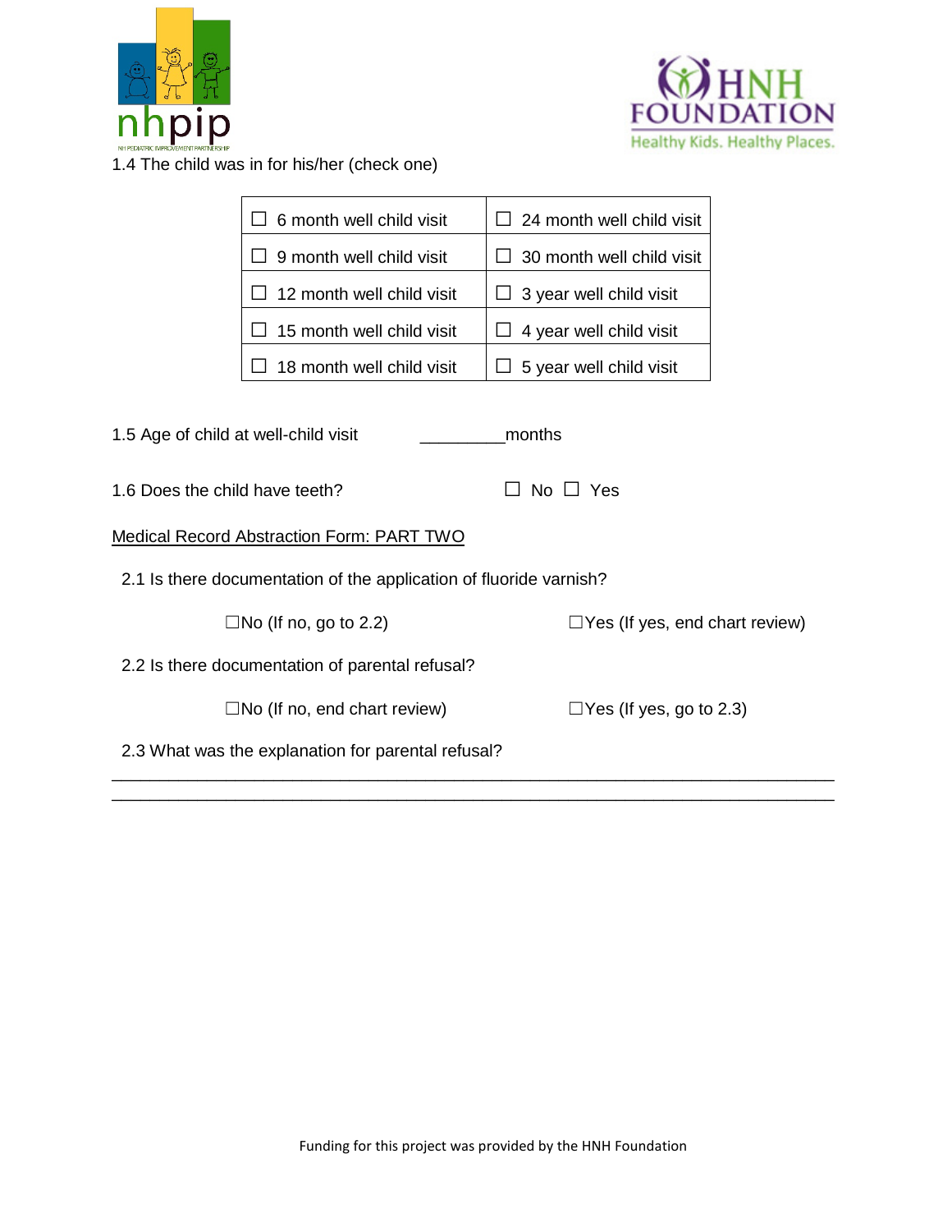1.4 The child was in for his/her (check one)

| | |
|---|---|
| ☐ 6 month well child visit | ☐ 24 month well child visit |
| ☐ 9 month well child visit | ☐ 30 month well child visit |
| ☐ 12 month well child visit | ☐ 3 year well child visit |
| ☐ 15 month well child visit | ☐ 4 year well child visit |
| ☐ 18 month well child visit | ☐ 5 year well child visit |

1.5 Age of child at well-child visit _________months

1.6 Does the child have teeth? ☐ No ☐ Yes

Medical Record Abstraction Form: PART TWO

2.1 Is there documentation of the application of fluoride varnish?

☐No (If no, go to 2.2) ☐Yes (If yes, end chart review)

2.2 Is there documentation of parental refusal?

☐No (If no, end chart review) ☐Yes (If yes, go to 2.3)

2.3 What was the explanation for parental refusal?

_______________________________________________________________________________

_______________________________________________________________________________

Funding for this project was provided by the HNH Foundation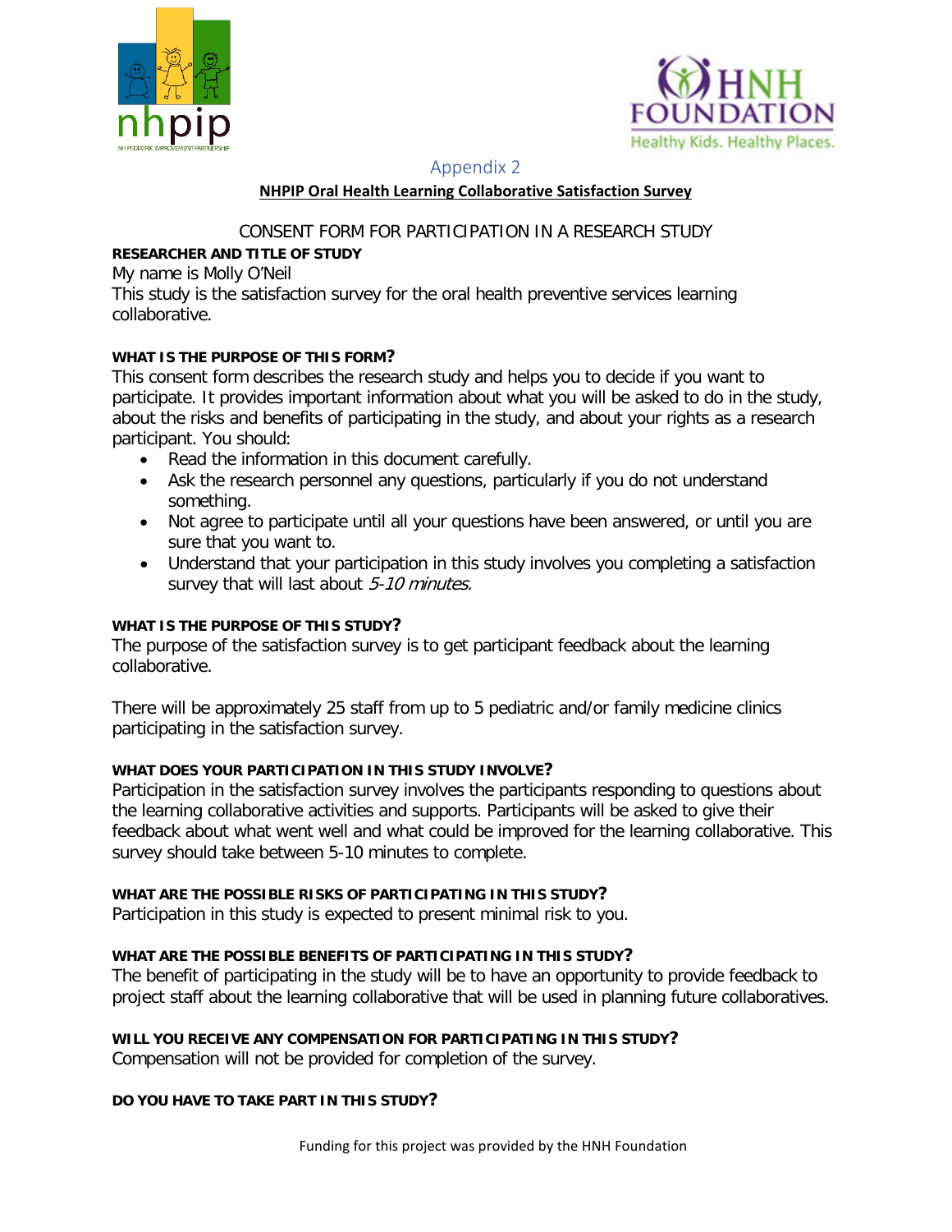Appendix 2

**NHPIP Oral Health Learning Collaborative Satisfaction Survey**

CONSENT FORM FOR PARTICIPATION IN A RESEARCH STUDY

**RESEARCHER AND TITLE OF STUDY**

My name is Molly O'Neil

This study is the satisfaction survey for the oral health preventive services learning collaborative.

**WHAT IS THE PURPOSE OF THIS FORM?**

This consent form describes the research study and helps you to decide if you want to participate. It provides important information about what you will be asked to do in the study, about the risks and benefits of participating in the study, and about your rights as a research participant. You should:

- Read the information in this document carefully.
- Ask the research personnel any questions, particularly if you do not understand something.
- Not agree to participate until all your questions have been answered, or until you are sure that you want to.
- Understand that your participation in this study involves you completing a satisfaction survey that will last about *5-10 minutes.*

**WHAT IS THE PURPOSE OF THIS STUDY?**

The purpose of the satisfaction survey is to get participant feedback about the learning collaborative.

There will be approximately 25 staff from up to 5 pediatric and/or family medicine clinics participating in the satisfaction survey.

**WHAT DOES YOUR PARTICIPATION IN THIS STUDY INVOLVE?**

Participation in the satisfaction survey involves the participants responding to questions about the learning collaborative activities and supports. Participants will be asked to give their feedback about what went well and what could be improved for the learning collaborative. This survey should take between 5-10 minutes to complete.

**WHAT ARE THE POSSIBLE RISKS OF PARTICIPATING IN THIS STUDY?**

Participation in this study is expected to present minimal risk to you.

**WHAT ARE THE POSSIBLE BENEFITS OF PARTICIPATING IN THIS STUDY?**

The benefit of participating in the study will be to have an opportunity to provide feedback to project staff about the learning collaborative that will be used in planning future collaboratives.

**WILL YOU RECEIVE ANY COMPENSATION FOR PARTICIPATING IN THIS STUDY?**

Compensation will not be provided for completion of the survey.

**DO YOU HAVE TO TAKE PART IN THIS STUDY?**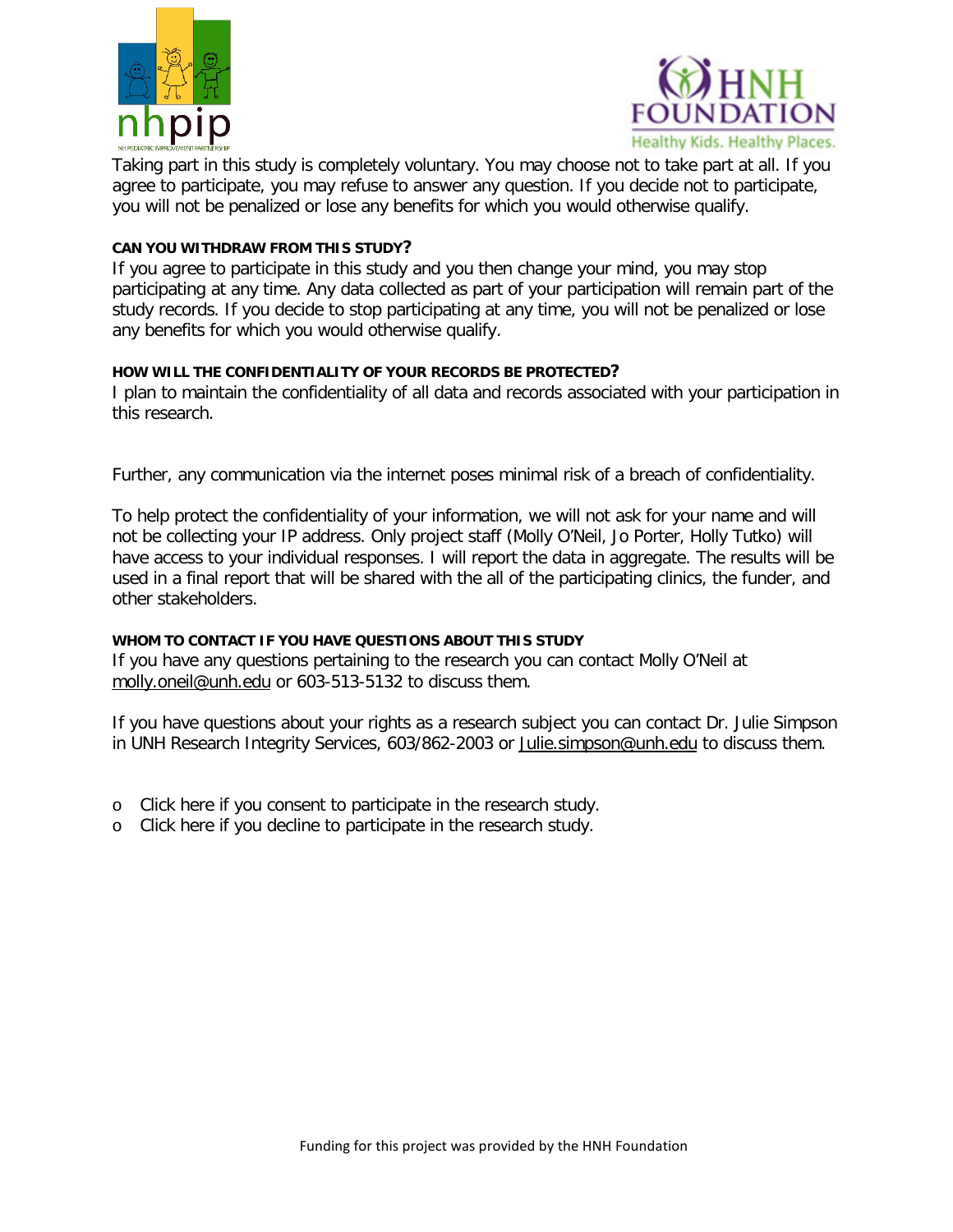Taking part in this study is completely voluntary. You may choose not to take part at all. If you agree to participate, you may refuse to answer any question. If you decide not to participate, you will not be penalized or lose any benefits for which you would otherwise qualify.

**CAN YOU WITHDRAW FROM THIS STUDY?**

If you agree to participate in this study and you then change your mind, you may stop participating at any time. Any data collected as part of your participation will remain part of the study records. If you decide to stop participating at any time, you will not be penalized or lose any benefits for which you would otherwise qualify.

**HOW WILL THE CONFIDENTIALITY OF YOUR RECORDS BE PROTECTED?**

I plan to maintain the confidentiality of all data and records associated with your participation in this research.

Further, any communication via the internet poses minimal risk of a breach of confidentiality.

To help protect the confidentiality of your information, we will not ask for your name and will not be collecting your IP address. Only project staff (Molly O'Neil, Jo Porter, Holly Tutko) will have access to your individual responses. I will report the data in aggregate. The results will be used in a final report that will be shared with the all of the participating clinics, the funder, and other stakeholders.

**WHOM TO CONTACT IF YOU HAVE QUESTIONS ABOUT THIS STUDY**

If you have any questions pertaining to the research you can contact Molly O'Neil at molly.oneil@unh.edu or 603-513-5132 to discuss them.

If you have questions about your rights as a research subject you can contact Dr. Julie Simpson in UNH Research Integrity Services, 603/862-2003 or Julie.simpson@unh.edu to discuss them.

- Click here if you consent to participate in the research study.
- Click here if you decline to participate in the research study.

Funding for this project was provided by the HNH Foundation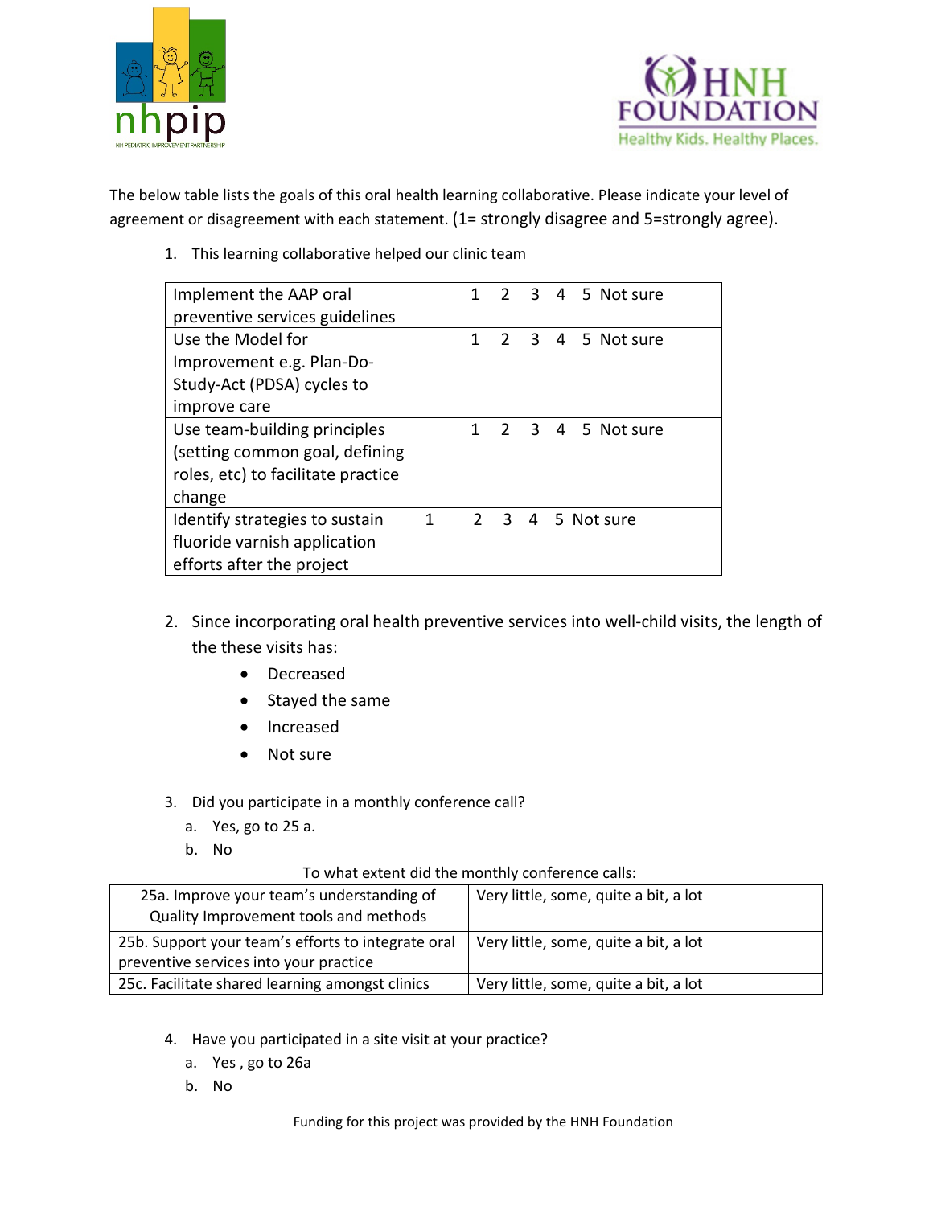The below table lists the goals of this oral health learning collaborative. Please indicate your level of agreement or disagreement with each statement. (1= strongly disagree and 5=strongly agree).

1. This learning collaborative helped our clinic team

| | |
|---|---|
| Implement the AAP oral preventive services guidelines | 1 2 3 4 5 Not sure |
| Use the Model for Improvement e.g. Plan-Do-Study-Act (PDSA) cycles to improve care | 1 2 3 4 5 Not sure |
| Use team-building principles (setting common goal, defining roles, etc) to facilitate practice change | 1 2 3 4 5 Not sure |
| Identify strategies to sustain fluoride varnish application efforts after the project | 1 2 3 4 5 Not sure |

2. Since incorporating oral health preventive services into well-child visits, the length of the these visits has:
   - Decreased
   - Stayed the same
   - Increased
   - Not sure

3. Did you participate in a monthly conference call?
   a. Yes, go to 25 a.
   b. No

To what extent did the monthly conference calls:

| | |
|---|---|
| 25a. Improve your team's understanding of Quality Improvement tools and methods | Very little, some, quite a bit, a lot |
| 25b. Support your team's efforts to integrate oral preventive services into your practice | Very little, some, quite a bit, a lot |
| 25c. Facilitate shared learning amongst clinics | Very little, some, quite a bit, a lot |

4. Have you participated in a site visit at your practice?
   a. Yes , go to 26a
   b. No

Funding for this project was provided by the HNH Foundation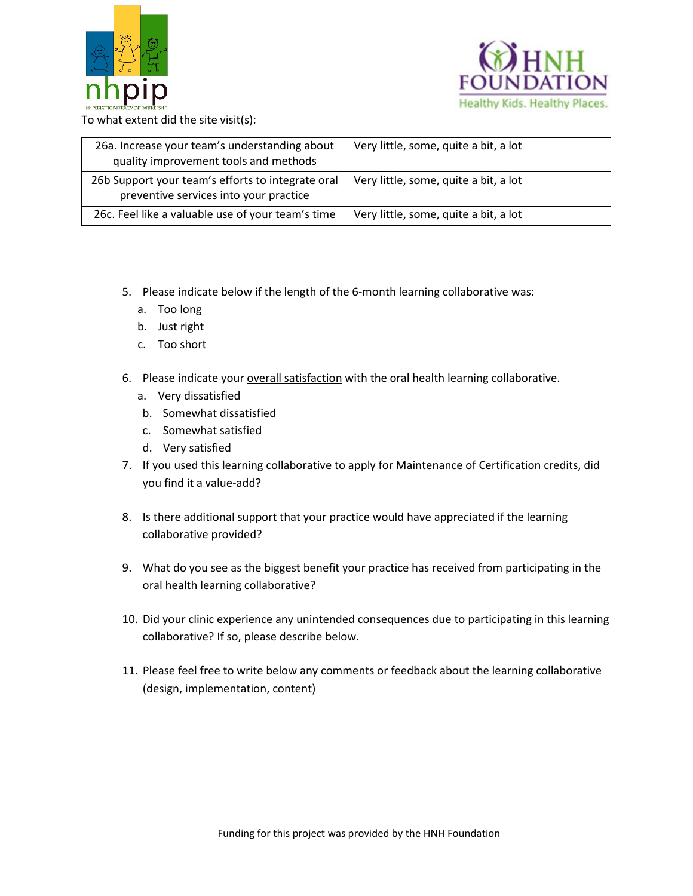To what extent did the site visit(s):

| | |
|---|---|
| 26a. Increase your team's understanding about quality improvement tools and methods | Very little, some, quite a bit, a lot |
| 26b Support your team's efforts to integrate oral preventive services into your practice | Very little, some, quite a bit, a lot |
| 26c. Feel like a valuable use of your team's time | Very little, some, quite a bit, a lot |

5. Please indicate below if the length of the 6-month learning collaborative was:
   a. Too long
   b. Just right
   c. Too short

6. Please indicate your <u>overall satisfaction</u> with the oral health learning collaborative.
   a. Very dissatisfied
   b. Somewhat dissatisfied
   c. Somewhat satisfied
   d. Very satisfied

7. If you used this learning collaborative to apply for Maintenance of Certification credits, did you find it a value-add?

8. Is there additional support that your practice would have appreciated if the learning collaborative provided?

9. What do you see as the biggest benefit your practice has received from participating in the oral health learning collaborative?

10. Did your clinic experience any unintended consequences due to participating in this learning collaborative? If so, please describe below.

11. Please feel free to write below any comments or feedback about the learning collaborative (design, implementation, content)